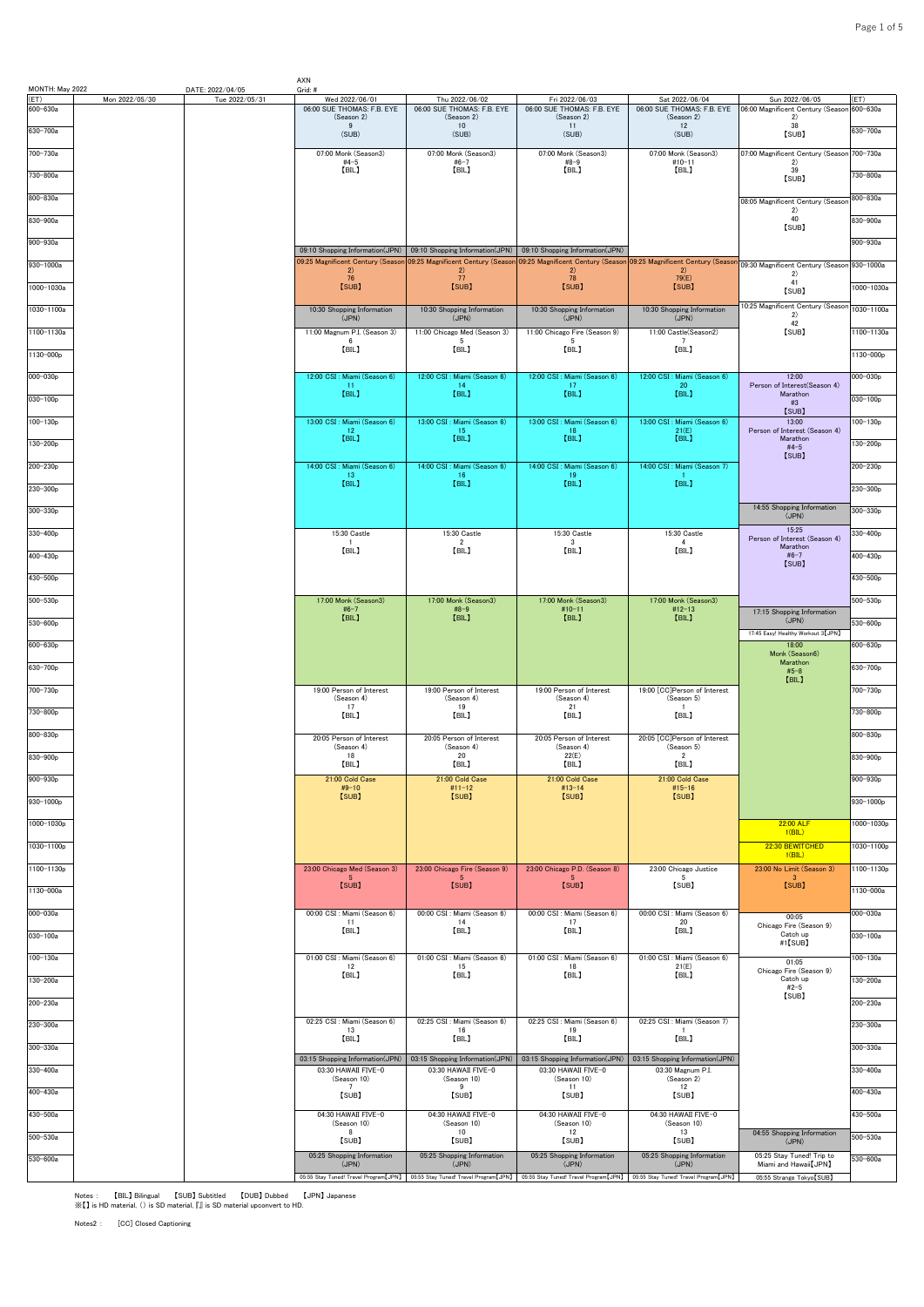MONTH: May 2022 DATE: 2022/04/05 AXN Grid: #

| (ET) | Mon 2022/05/30 | Tue 2022/05/31 | Wed 2022/06/01 | Thu 2022/06/02 | Fri 2022/06/03 | Sat 2022/06/04 | Sun 2022/06/05 | (ET) |
|---|---|---|---|---|---|---|---|---|
| 600-630a | | | 06:00 SUE THOMAS: F.B. EYE (Season 2) 9 (SUB) | 06:00 SUE THOMAS: F.B. EYE (Season 2) 10 (SUB) | 06:00 SUE THOMAS: F.B. EYE (Season 2) 11 (SUB) | 06:00 SUE THOMAS: F.B. EYE (Season 2) 12 (SUB) | 06:00 Magnificent Century (Season 2) 38 【SUB】 | 600-630a |
| 630-700a | | | | | | | | 630-700a |
| 700-730a | | | 07:00 Monk (Season3) #4-5 【BIL】 | 07:00 Monk (Season3) #6-7 【BIL】 | 07:00 Monk (Season3) #8-9 【BIL】 | 07:00 Monk (Season3) #10-11 【BIL】 | 07:00 Magnificent Century (Season 2) 39 【SUB】 | 700-730a |
| 730-800a | | | | | | | | 730-800a |
| 800-830a | | | | | | | 08:05 Magnificent Century (Season 2) 40 【SUB】 | 800-830a |
| 830-900a | | | | | | | | 830-900a |
| 900-930a | | | 09:10 Shopping Information(JPN) | 09:10 Shopping Information(JPN) | 09:10 Shopping Information(JPN) | | | 900-930a |
| 930-1000a | | | 09:25 Magnificent Century (Season 2) 76 【SUB】 | 09:25 Magnificent Century (Season 2) 77 【SUB】 | 09:25 Magnificent Century (Season 2) 78 【SUB】 | 09:25 Magnificent Century (Season 2) 79(E) 【SUB】 | 09:30 Magnificent Century (Season 2) 41 【SUB】 | 930-1000a |
| 1000-1030a | | | | | | | | 1000-1030a |
| 1030-1100a | | | 10:30 Shopping Information (JPN) | 10:30 Shopping Information (JPN) | 10:30 Shopping Information (JPN) | 10:30 Shopping Information (JPN) | 10:25 Magnificent Century (Season 2) 42 【SUB】 | 1030-1100a |
| 1100-1130a | | | 11:00 Magnum P.I. (Season 3) 6 【BIL】 | 11:00 Chicago Med (Season 3) 5 【BIL】 | 11:00 Chicago Fire (Season 9) 5 【BIL】 | 11:00 Castle(Season2) 7 【BIL】 | | 1100-1130a |
| 1130-000p | | | | | | | | 1130-000p |
| 000-030p | | | 12:00 CSI : Miami (Season 6) 11 【BIL】 | 12:00 CSI : Miami (Season 6) 14 【BIL】 | 12:00 CSI : Miami (Season 6) 17 【BIL】 | 12:00 CSI : Miami (Season 6) 20 【BIL】 | 12:00 Person of Interest(Season 4) Marathon #3 【SUB】 | 000-030p |
| 030-100p | | | | | | | | 030-100p |
| 100-130p | | | 13:00 CSI : Miami (Season 6) 12 【BIL】 | 13:00 CSI : Miami (Season 6) 15 【BIL】 | 13:00 CSI : Miami (Season 6) 18 【BIL】 | 13:00 CSI : Miami (Season 6) 21(E) 【BIL】 | 13:00 Person of Interest (Season 4) Marathon #4-5 【SUB】 | 100-130p |
| 130-200p | | | | | | | | 130-200p |
| 200-230p | | | 14:00 CSI : Miami (Season 6) 13 【BIL】 | 14:00 CSI : Miami (Season 6) 16 【BIL】 | 14:00 CSI : Miami (Season 6) 19 【BIL】 | 14:00 CSI : Miami (Season 7) 1 【BIL】 | | 200-230p |
| 230-300p | | | | | | | | 230-300p |
| 300-330p | | | | | | | 14:55 Shopping Information (JPN) | 300-330p |
| 330-400p | | | 15:30 Castle 1 【BIL】 | 15:30 Castle 2 【BIL】 | 15:30 Castle 3 【BIL】 | 15:30 Castle 4 【BIL】 | 15:25 Person of Interest (Season 4) Marathon #6-7 【SUB】 | 330-400p |
| 400-430p | | | | | | | | 400-430p |
| 430-500p | | | | | | | | 430-500p |
| 500-530p | | | 17:00 Monk (Season3) #6-7 【BIL】 | 17:00 Monk (Season3) #8-9 【BIL】 | 17:00 Monk (Season3) #10-11 【BIL】 | 17:00 Monk (Season3) #12-13 【BIL】 | 17:15 Shopping Information (JPN) | 500-530p |
| 530-600p | | | | | | | 17:45 Easy! Healthy Workout 3【JPN】 | 530-600p |
| 600-630p | | | | | | | 18:00 Monk (Season6) Marathon #5-8 【BIL】 | 600-630p |
| 630-700p | | | | | | | | 630-700p |
| 700-730p | | | 19:00 Person of Interest (Season 4) 17 【BIL】 | 19:00 Person of Interest (Season 4) 19 【BIL】 | 19:00 Person of Interest (Season 4) 21 【BIL】 | 19:00 [CC]Person of Interest (Season 5) 1 【BIL】 | | 700-730p |
| 730-800p | | | | | | | | 730-800p |
| 800-830p | | | 20:05 Person of Interest (Season 4) 18 【BIL】 | 20:05 Person of Interest (Season 4) 20 【BIL】 | 20:05 Person of Interest (Season 4) 22(E) 【BIL】 | 20:05 [CC]Person of Interest (Season 5) 2 【BIL】 | | 800-830p |
| 830-900p | | | | | | | | 830-900p |
| 900-930p | | | 21:00 Cold Case #9-10 【SUB】 | 21:00 Cold Case #11-12 【SUB】 | 21:00 Cold Case #13-14 【SUB】 | 21:00 Cold Case #15-16 【SUB】 | | 900-930p |
| 930-1000p | | | | | | | | 930-1000p |
| 1000-1030p | | | | | | | 22:00 ALF 1(BIL) | 1000-1030p |
| 1030-1100p | | | | | | | 22:30 BEWITCHED 1(BIL) | 1030-1100p |
| 1100-1130p | | | 23:00 Chicago Med (Season 3) 5 【SUB】 | 23:00 Chicago Fire (Season 9) 5 【SUB】 | 23:00 Chicago P.D. (Season 8) 5 【SUB】 | 23:00 Chicago Justice 5 【SUB】 | 23:00 No Limit (Season 3) 3 【SUB】 | 1100-1130p |
| 1130-000a | | | | | | | | 1130-000a |
| 000-030a | | | 00:00 CSI : Miami (Season 6) 11 【BIL】 | 00:00 CSI : Miami (Season 6) 14 【BIL】 | 00:00 CSI : Miami (Season 6) 17 【BIL】 | 00:00 CSI : Miami (Season 6) 20 【BIL】 | 00:05 Chicago Fire (Season 9) Catch up #1【SUB】 | 000-030a |
| 030-100a | | | | | | | | 030-100a |
| 100-130a | | | 01:00 CSI : Miami (Season 6) 12 【BIL】 | 01:00 CSI : Miami (Season 6) 15 【BIL】 | 01:00 CSI : Miami (Season 6) 18 【BIL】 | 01:00 CSI : Miami (Season 6) 21(E) 【BIL】 | 01:05 Chicago Fire (Season 9) Catch up #2-5 【SUB】 | 100-130a |
| 130-200a | | | | | | | | 130-200a |
| 200-230a | | | | | | | | 200-230a |
| 230-300a | | | 02:25 CSI : Miami (Season 6) 13 【BIL】 | 02:25 CSI : Miami (Season 6) 16 【BIL】 | 02:25 CSI : Miami (Season 6) 19 【BIL】 | 02:25 CSI : Miami (Season 7) 1 【BIL】 | | 230-300a |
| 300-330a | | | 03:15 Shopping Information(JPN) | 03:15 Shopping Information(JPN) | 03:15 Shopping Information(JPN) | 03:15 Shopping Information(JPN) | | 300-330a |
| 330-400a | | | 03:30 HAWAII FIVE-0 (Season 10) 7 【SUB】 | 03:30 HAWAII FIVE-0 (Season 10) 9 【SUB】 | 03:30 HAWAII FIVE-0 (Season 10) 11 【SUB】 | 03:30 Magnum P.I. (Season 2) 12 【SUB】 | | 330-400a |
| 400-430a | | | | | | | | 400-430a |
| 430-500a | | | 04:30 HAWAII FIVE-0 (Season 10) 8 【SUB】 | 04:30 HAWAII FIVE-0 (Season 10) 10 【SUB】 | 04:30 HAWAII FIVE-0 (Season 10) 12 【SUB】 | 04:30 HAWAII FIVE-0 (Season 10) 13 【SUB】 | | 430-500a |
| 500-530a | | | | | | | 04:55 Shopping Information (JPN) | 500-530a |
| 530-600a | | | 05:25 Shopping Information (JPN) / 05:55 Stay Tuned! Travel Program【JPN】 | 05:25 Shopping Information (JPN) / 05:55 Stay Tuned! Travel Program【JPN】 | 05:25 Shopping Information (JPN) / 05:55 Stay Tuned! Travel Program【JPN】 | 05:25 Shopping Information (JPN) / 05:55 Stay Tuned! Travel Program【JPN】 | 05:25 Stay Tuned! Trip to Miami and Hawaii【JPN】 / 05:55 Strange Tokyo【SUB】 | 530-600a |

Notes : 【BIL】 Bilingual 【SUB】 Subtitled 【DUB】 Dubbed 【JPN】 Japanese
※【】 is HD material, () is SD material, 『』 is SD material upconvert to HD.

Notes2 : [CC] Closed Captioning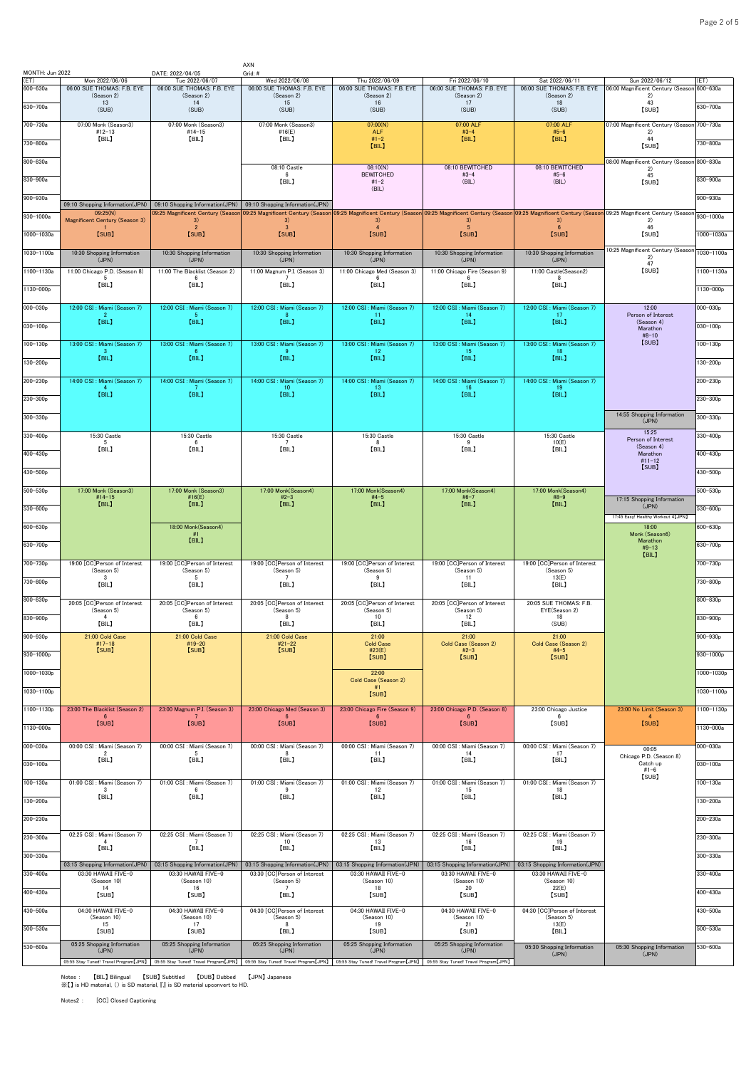AXN

MONTH: Jun 2022 | DATE: 2022/04/05 | Grid: #

| (ET) | Mon 2022/06/06 | Tue 2022/06/07 | Wed 2022/06/08 | Thu 2022/06/09 | Fri 2022/06/10 | Sat 2022/06/11 | Sun 2022/06/12 | (ET) |
|---|---|---|---|---|---|---|---|---|
| 600-630a | 06:00 SUE THOMAS: F.B. EYE (Season 2) 13 (SUB) | 06:00 SUE THOMAS: F.B. EYE (Season 2) 14 (SUB) | 06:00 SUE THOMAS: F.B. EYE (Season 2) 15 (SUB) | 06:00 SUE THOMAS: F.B. EYE (Season 2) 16 (SUB) | 06:00 SUE THOMAS: F.B. EYE (Season 2) 17 (SUB) | 06:00 SUE THOMAS: F.B. EYE (Season 2) 18 (SUB) | 06:00 Magnificent Century (Season 2) 43 【SUB】 | 600-630a |
| 630-700a | | | | | | | | 630-700a |
| 700-730a | 07:00 Monk (Season3) #12-13 【BIL】 | 07:00 Monk (Season3) #14-15 【BIL】 | 07:00 Monk (Season3) #16(E) 【BIL】 | 07:00(N) ALF #1-2 【BIL】 | 07:00 ALF #3-4 【BIL】 | 07:00 ALF #5-6 【BIL】 | 07:00 Magnificent Century (Season 2) 44 【SUB】 | 700-730a |
| 730-800a | | | | | | | | 730-800a |
| 800-830a | | | 08:10 Castle 6 【BIL】 | 08:10(N) BEWITCHED #1-2 (BIL) | 08:10 BEWITCHED #3-4 (BIL) | 08:10 BEWITCHED #5-6 (BIL) | 08:00 Magnificent Century (Season 2) 45 【SUB】 | 800-830a |
| 830-900a | | | | | | | | 830-900a |
| 900-930a | 09:10 Shopping Information(JPN) | 09:10 Shopping Information(JPN) | 09:10 Shopping Information(JPN) | | | | | 900-930a |
| 930-1000a | 09:25(N) Magnificent Century (Season 3) 1 【SUB】 | 09:25 Magnificent Century (Season 3) 2 【SUB】 | 09:25 Magnificent Century (Season 3) 3 【SUB】 | 09:25 Magnificent Century (Season 3) 4 【SUB】 | 09:25 Magnificent Century (Season 3) 5 【SUB】 | 09:25 Magnificent Century (Season 3) 6 【SUB】 | 09:25 Magnificent Century (Season 2) 46 【SUB】 | 930-1000a |
| 1000-1030a | | | | | | | | 1000-1030a |
| 1030-1100a | 10:30 Shopping Information (JPN) | 10:30 Shopping Information (JPN) | 10:30 Shopping Information (JPN) | 10:30 Shopping Information (JPN) | 10:30 Shopping Information (JPN) | 10:30 Shopping Information (JPN) | 10:25 Magnificent Century (Season 2) 47 【SUB】 | 1030-1100a |
| 1100-1130a | 11:00 Chicago P.D. (Season 8) 5 【BIL】 | 11:00 The Blacklist (Season 2) 6 【BIL】 | 11:00 Magnum P.I. (Season 3) 7 【BIL】 | 11:00 Chicago Med (Season 3) 6 【BIL】 | 11:00 Chicago Fire (Season 9) 6 【BIL】 | 11:00 Castle(Season2) 8 【BIL】 | | 1100-1130a |
| 1130-000p | | | | | | | | 1130-000p |
| 000-030p | 12:00 CSI : Miami (Season 7) 2 【BIL】 | 12:00 CSI : Miami (Season 7) 5 【BIL】 | 12:00 CSI : Miami (Season 7) 8 【BIL】 | 12:00 CSI : Miami (Season 7) 11 【BIL】 | 12:00 CSI : Miami (Season 7) 14 【BIL】 | 12:00 CSI : Miami (Season 7) 17 【BIL】 | 12:00 Person of Interest (Season 4) Marathon #8-10 【SUB】 | 000-030p |
| 030-100p | | | | | | | | 030-100p |
| 100-130p | 13:00 CSI : Miami (Season 7) 3 【BIL】 | 13:00 CSI : Miami (Season 7) 6 【BIL】 | 13:00 CSI : Miami (Season 7) 9 【BIL】 | 13:00 CSI : Miami (Season 7) 12 【BIL】 | 13:00 CSI : Miami (Season 7) 15 【BIL】 | 13:00 CSI : Miami (Season 7) 18 【BIL】 | | 100-130p |
| 130-200p | | | | | | | | 130-200p |
| 200-230p | 14:00 CSI : Miami (Season 7) 4 【BIL】 | 14:00 CSI : Miami (Season 7) 7 【BIL】 | 14:00 CSI : Miami (Season 7) 10 【BIL】 | 14:00 CSI : Miami (Season 7) 13 【BIL】 | 14:00 CSI : Miami (Season 7) 16 【BIL】 | 14:00 CSI : Miami (Season 7) 19 【BIL】 | | 200-230p |
| 230-300p | | | | | | | | 230-300p |
| 300-330p | | | | | | | 14:55 Shopping Information (JPN) | 300-330p |
| 330-400p | 15:30 Castle 5 【BIL】 | 15:30 Castle 6 【BIL】 | 15:30 Castle 7 【BIL】 | 15:30 Castle 8 【BIL】 | 15:30 Castle 9 【BIL】 | 15:30 Castle 10(E) 【BIL】 | 15:25 Person of Interest (Season 4) Marathon #11-12 【SUB】 | 330-400p |
| 400-430p | | | | | | | | 400-430p |
| 430-500p | | | | | | | | 430-500p |
| 500-530p | 17:00 Monk (Season3) #14-15 【BIL】 | 17:00 Monk (Season3) #16(E) 【BIL】 | 17:00 Monk(Season4) #2-3 【BIL】 | 17:00 Monk(Season4) #4-5 【BIL】 | 17:00 Monk(Season4) #6-7 【BIL】 | 17:00 Monk(Season4) #8-9 【BIL】 | 17:15 Shopping Information (JPN) | 500-530p |
| 530-600p | | | | | | | 17:45 Easy! Healthy Workout 4【JPN】 | 530-600p |
| 600-630p | | 18:00 Monk(Season4) #1 【BIL】 | | | | | 18:00 Monk (Season6) Marathon #9-13 【BIL】 | 600-630p |
| 630-700p | | | | | | | | 630-700p |
| 700-730p | 19:00 [CC]Person of Interest (Season 5) 3 【BIL】 | 19:00 [CC]Person of Interest (Season 5) 5 【BIL】 | 19:00 [CC]Person of Interest (Season 5) 7 【BIL】 | 19:00 [CC]Person of Interest (Season 5) 9 【BIL】 | 19:00 [CC]Person of Interest (Season 5) 11 【BIL】 | 19:00 [CC]Person of Interest (Season 5) 13(E) 【BIL】 | | 700-730p |
| 730-800p | | | | | | | | 730-800p |
| 800-830p | 20:05 [CC]Person of Interest (Season 5) 4 【BIL】 | 20:05 [CC]Person of Interest (Season 5) 6 【BIL】 | 20:05 [CC]Person of Interest (Season 5) 8 【BIL】 | 20:05 [CC]Person of Interest (Season 5) 10 【BIL】 | 20:05 [CC]Person of Interest (Season 5) 12 【BIL】 | 20:05 SUE THOMAS: F.B. EYE(Season 2) 18 (SUB) | | 800-830p |
| 830-900p | | | | | | | | 830-900p |
| 900-930p | 21:00 Cold Case #17-18 【SUB】 | 21:00 Cold Case #19-20 【SUB】 | 21:00 Cold Case #21-22 【SUB】 | 21:00 Cold Case #23(E) 【SUB】 | 21:00 Cold Case (Season 2) #2-3 【SUB】 | 21:00 Cold Case (Season 2) #4-5 【SUB】 | | 900-930p |
| 930-1000p | | | | | | | | 930-1000p |
| 1000-1030p | | | | 22:00 Cold Case (Season 2) #1 【SUB】 | | | | 1000-1030p |
| 1030-1100p | | | | | | | | 1030-1100p |
| 1100-1130p | 23:00 The Blacklist (Season 2) 6 【SUB】 | 23:00 Magnum P.I. (Season 3) 7 【SUB】 | 23:00 Chicago Med (Season 3) 6 【SUB】 | 23:00 Chicago Fire (Season 9) 6 【SUB】 | 23:00 Chicago P.D. (Season 8) 6 【SUB】 | 23:00 Chicago Justice 6 【SUB】 | 23:00 No Limit (Season 3) 4 【SUB】 | 1100-1130p |
| 1130-000a | | | | | | | | 1130-000a |
| 000-030a | 00:00 CSI : Miami (Season 7) 2 【BIL】 | 00:00 CSI : Miami (Season 7) 5 【BIL】 | 00:00 CSI : Miami (Season 7) 8 【BIL】 | 00:00 CSI : Miami (Season 7) 11 【BIL】 | 00:00 CSI : Miami (Season 7) 14 【BIL】 | 00:00 CSI : Miami (Season 7) 17 【BIL】 | 00:05 Chicago P.D. (Season 8) Catch up #1-6 【SUB】 | 000-030a |
| 030-100a | | | | | | | | 030-100a |
| 100-130a | 01:00 CSI : Miami (Season 7) 3 【BIL】 | 01:00 CSI : Miami (Season 7) 6 【BIL】 | 01:00 CSI : Miami (Season 7) 9 【BIL】 | 01:00 CSI : Miami (Season 7) 12 【BIL】 | 01:00 CSI : Miami (Season 7) 15 【BIL】 | 01:00 CSI : Miami (Season 7) 18 【BIL】 | | 100-130a |
| 130-200a | | | | | | | | 130-200a |
| 200-230a | | | | | | | | 200-230a |
| 230-300a | 02:25 CSI : Miami (Season 7) 4 【BIL】 | 02:25 CSI : Miami (Season 7) 7 【BIL】 | 02:25 CSI : Miami (Season 7) 10 【BIL】 | 02:25 CSI : Miami (Season 7) 13 【BIL】 | 02:25 CSI : Miami (Season 7) 16 【BIL】 | 02:25 CSI : Miami (Season 7) 19 【BIL】 | | 230-300a |
| 300-330a | 03:15 Shopping Information(JPN) | 03:15 Shopping Information(JPN) | 03:15 Shopping Information(JPN) | 03:15 Shopping Information(JPN) | 03:15 Shopping Information(JPN) | 03:15 Shopping Information(JPN) | | 300-330a |
| 330-400a | 03:30 HAWAII FIVE-0 (Season 10) 14 【SUB】 | 03:30 HAWAII FIVE-0 (Season 10) 16 【SUB】 | 03:30 [CC]Person of Interest (Season 5) 7 【BIL】 | 03:30 HAWAII FIVE-0 (Season 10) 18 【SUB】 | 03:30 HAWAII FIVE-0 (Season 10) 20 【SUB】 | 03:30 HAWAII FIVE-0 (Season 10) 22(E) 【SUB】 | | 330-400a |
| 400-430a | | | | | | | | 400-430a |
| 430-500a | 04:30 HAWAII FIVE-0 (Season 10) 15 【SUB】 | 04:30 HAWAII FIVE-0 (Season 10) 17 【SUB】 | 04:30 [CC]Person of Interest (Season 5) 8 【BIL】 | 04:30 HAWAII FIVE-0 (Season 10) 19 【SUB】 | 04:30 HAWAII FIVE-0 (Season 10) 21 【SUB】 | 04:30 [CC]Person of Interest (Season 5) 13(E) 【BIL】 | | 430-500a |
| 500-530a | | | | | | | | 500-530a |
| 530-600a | 05:25 Shopping Information (JPN) / 05:55 Stay Tuned! Travel Program【JPN】 | 05:25 Shopping Information (JPN) / 05:55 Stay Tuned! Travel Program【JPN】 | 05:25 Shopping Information (JPN) / 05:55 Stay Tuned! Travel Program【JPN】 | 05:25 Shopping Information (JPN) / 05:55 Stay Tuned! Travel Program【JPN】 | 05:25 Shopping Information (JPN) / 05:55 Stay Tuned! Travel Program【JPN】 | 05:30 Shopping Information (JPN) | 05:30 Shopping Information (JPN) | 530-600a |

Notes : 【BIL】 Bilingual 【SUB】 Subtitled 【DUB】 Dubbed 【JPN】 Japanese
※【】 is HD material, () is SD material, 『』 is SD material upconvert to HD.

Notes2 : [CC] Closed Captioning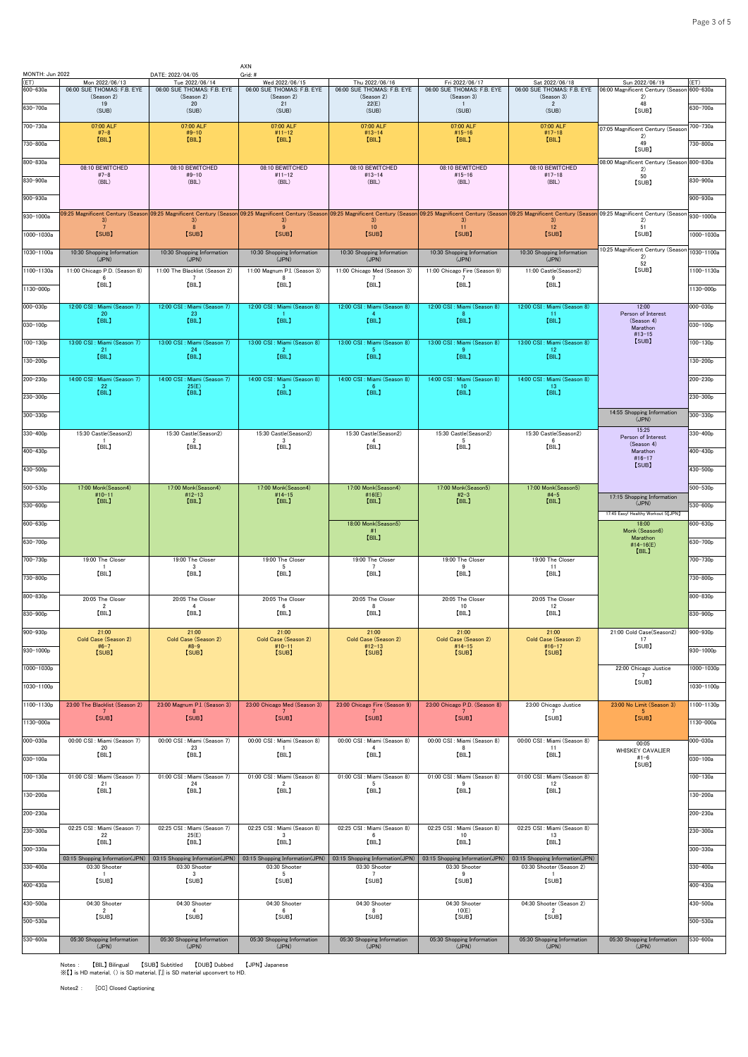MONTH: Jun 2022 DATE: 2022/04/05 AXN Grid: #

| (ET) | Mon 2022/06/13 | Tue 2022/06/14 | Wed 2022/06/15 | Thu 2022/06/16 | Fri 2022/06/17 | Sat 2022/06/18 | Sun 2022/06/19 | (ET) |
|---|---|---|---|---|---|---|---|---|
| 600-630a | 06:00 SUE THOMAS: F.B. EYE (Season 2) 19 (SUB) | 06:00 SUE THOMAS: F.B. EYE (Season 2) 20 (SUB) | 06:00 SUE THOMAS: F.B. EYE (Season 2) 21 (SUB) | 06:00 SUE THOMAS: F.B. EYE (Season 2) 22(E) (SUB) | 06:00 SUE THOMAS: F.B. EYE (Season 3) 1 (SUB) | 06:00 SUE THOMAS: F.B. EYE (Season 3) 2 (SUB) | 06:00 Magnificent Century (Season 2) 48 【SUB】 | 600-630a |
| 630-700a | | | | | | | | 630-700a |
| 700-730a | 07:00 ALF #7-8 【BIL】 | 07:00 ALF #9-10 【BIL】 | 07:00 ALF #11-12 【BIL】 | 07:00 ALF #13-14 【BIL】 | 07:00 ALF #15-16 【BIL】 | 07:00 ALF #17-18 【BIL】 | 07:05 Magnificent Century (Season 2) 49 【SUB】 | 700-730a |
| 730-800a | | | | | | | | 730-800a |
| 800-830a | 08:10 BEWITCHED #7-8 (BIL) | 08:10 BEWITCHED #9-10 (BIL) | 08:10 BEWITCHED #11-12 (BIL) | 08:10 BEWITCHED #13-14 (BIL) | 08:10 BEWITCHED #15-16 (BIL) | 08:10 BEWITCHED #17-18 (BIL) | 08:00 Magnificent Century (Season 2) 50 【SUB】 | 800-830a |
| 830-900a | | | | | | | | 830-900a |
| 900-930a | | | | | | | | 900-930a |
| 930-1000a | 09:25 Magnificent Century (Season 3) 7 【SUB】 | 09:25 Magnificent Century (Season 3) 8 【SUB】 | 09:25 Magnificent Century (Season 3) 9 【SUB】 | 09:25 Magnificent Century (Season 3) 10 【SUB】 | 09:25 Magnificent Century (Season 3) 11 【SUB】 | 09:25 Magnificent Century (Season 3) 12 【SUB】 | 09:25 Magnificent Century (Season 2) 51 【SUB】 | 930-1000a |
| 1000-1030a | | | | | | | | 1000-1030a |
| 1030-1100a | 10:30 Shopping Information (JPN) | 10:30 Shopping Information (JPN) | 10:30 Shopping Information (JPN) | 10:30 Shopping Information (JPN) | 10:30 Shopping Information (JPN) | 10:30 Shopping Information (JPN) | 10:25 Magnificent Century (Season 2) 52 【SUB】 | 1030-1100a |
| 1100-1130a | 11:00 Chicago P.D. (Season 8) 6 【BIL】 | 11:00 The Blacklist (Season 2) 7 【BIL】 | 11:00 Magnum P.I. (Season 3) 8 【BIL】 | 11:00 Chicago Med (Season 3) 7 【BIL】 | 11:00 Chicago Fire (Season 9) 7 【BIL】 | 11:00 Castle(Season2) 9 【BIL】 | | 1100-1130a |
| 1130-000p | | | | | | | | 1130-000p |
| 000-030p | 12:00 CSI : Miami (Season 7) 20 【BIL】 | 12:00 CSI : Miami (Season 7) 23 【BIL】 | 12:00 CSI : Miami (Season 8) 1 【BIL】 | 12:00 CSI : Miami (Season 8) 4 【BIL】 | 12:00 CSI : Miami (Season 8) 8 【BIL】 | 12:00 CSI : Miami (Season 8) 11 【BIL】 | 12:00 Person of Interest (Season 4) Marathon #13-15 【SUB】 | 000-030p |
| 030-100p | | | | | | | | 030-100p |
| 100-130p | 13:00 CSI : Miami (Season 7) 21 【BIL】 | 13:00 CSI : Miami (Season 7) 24 【BIL】 | 13:00 CSI : Miami (Season 8) 2 【BIL】 | 13:00 CSI : Miami (Season 8) 5 【BIL】 | 13:00 CSI : Miami (Season 8) 9 【BIL】 | 13:00 CSI : Miami (Season 8) 12 【BIL】 | | 100-130p |
| 130-200p | | | | | | | | 130-200p |
| 200-230p | 14:00 CSI : Miami (Season 7) 22 【BIL】 | 14:00 CSI : Miami (Season 7) 25(E) 【BIL】 | 14:00 CSI : Miami (Season 8) 3 【BIL】 | 14:00 CSI : Miami (Season 8) 6 【BIL】 | 14:00 CSI : Miami (Season 8) 10 【BIL】 | 14:00 CSI : Miami (Season 8) 13 【BIL】 | | 200-230p |
| 230-300p | | | | | | | | 230-300p |
| 300-330p | | | | | | | 14:55 Shopping Information (JPN) | 300-330p |
| 330-400p | 15:30 Castle(Season2) 1 【BIL】 | 15:30 Castle(Season2) 2 【BIL】 | 15:30 Castle(Season2) 3 【BIL】 | 15:30 Castle(Season2) 4 【BIL】 | 15:30 Castle(Season2) 5 【BIL】 | 15:30 Castle(Season2) 6 【BIL】 | 15:25 Person of Interest (Season 4) Marathon #16-17 【SUB】 | 330-400p |
| 400-430p | | | | | | | | 400-430p |
| 430-500p | | | | | | | | 430-500p |
| 500-530p | 17:00 Monk(Season4) #10-11 【BIL】 | 17:00 Monk(Season4) #12-13 【BIL】 | 17:00 Monk(Season4) #14-15 【BIL】 | 17:00 Monk(Season4) #16(E) 【BIL】 | 17:00 Monk(Season5) #2-3 【BIL】 | 17:00 Monk(Season5) #4-5 【BIL】 | | 500-530p |
| 530-600p | | | | | | | 17:15 Shopping Information (JPN) / 17:45 Easy! Healthy Workout 5【JPN】 | 530-600p |
| 600-630p | | | | 18:00 Monk(Season5) #1 【BIL】 | | | 18:00 Monk (Season6) Marathon #14-16(E) 【BIL】 | 600-630p |
| 630-700p | | | | | | | | 630-700p |
| 700-730p | 19:00 The Closer 1 【BIL】 | 19:00 The Closer 3 【BIL】 | 19:00 The Closer 5 【BIL】 | 19:00 The Closer 7 【BIL】 | 19:00 The Closer 9 【BIL】 | 19:00 The Closer 11 【BIL】 | | 700-730p |
| 730-800p | | | | | | | | 730-800p |
| 800-830p | 20:05 The Closer 2 【BIL】 | 20:05 The Closer 4 【BIL】 | 20:05 The Closer 6 【BIL】 | 20:05 The Closer 8 【BIL】 | 20:05 The Closer 10 【BIL】 | 20:05 The Closer 12 【BIL】 | | 800-830p |
| 830-900p | | | | | | | | 830-900p |
| 900-930p | 21:00 Cold Case (Season 2) #6-7 【SUB】 | 21:00 Cold Case (Season 2) #8-9 【SUB】 | 21:00 Cold Case (Season 2) #10-11 【SUB】 | 21:00 Cold Case (Season 2) #12-13 【SUB】 | 21:00 Cold Case (Season 2) #14-15 【SUB】 | 21:00 Cold Case (Season 2) #16-17 【SUB】 | 21:00 Cold Case(Season2) 17 【SUB】 | 900-930p |
| 930-1000p | | | | | | | | 930-1000p |
| 1000-1030p | | | | | | | 22:00 Chicago Justice 7 【SUB】 | 1000-1030p |
| 1030-1100p | | | | | | | | 1030-1100p |
| 1100-1130p | 23:00 The Blacklist (Season 2) 7 【SUB】 | 23:00 Magnum P.I. (Season 3) 8 【SUB】 | 23:00 Chicago Med (Season 3) 7 【SUB】 | 23:00 Chicago Fire (Season 9) 7 【SUB】 | 23:00 Chicago P.D. (Season 8) 7 【SUB】 | 23:00 Chicago Justice 7 【SUB】 | 23:00 No Limit (Season 3) 5 【SUB】 | 1100-1130p |
| 1130-000a | | | | | | | | 1130-000a |
| 000-030a | 00:00 CSI : Miami (Season 7) 20 【BIL】 | 00:00 CSI : Miami (Season 7) 23 【BIL】 | 00:00 CSI : Miami (Season 8) 1 【BIL】 | 00:00 CSI : Miami (Season 8) 4 【BIL】 | 00:00 CSI : Miami (Season 8) 8 【BIL】 | 00:00 CSI : Miami (Season 8) 11 【BIL】 | 00:05 WHISKEY CAVALIER #1-6 【SUB】 | 000-030a |
| 030-100a | | | | | | | | 030-100a |
| 100-130a | 01:00 CSI : Miami (Season 7) 21 【BIL】 | 01:00 CSI : Miami (Season 7) 24 【BIL】 | 01:00 CSI : Miami (Season 8) 2 【BIL】 | 01:00 CSI : Miami (Season 8) 5 【BIL】 | 01:00 CSI : Miami (Season 8) 9 【BIL】 | 01:00 CSI : Miami (Season 8) 12 【BIL】 | | 100-130a |
| 130-200a | | | | | | | | 130-200a |
| 200-230a | | | | | | | | 200-230a |
| 230-300a | 02:25 CSI : Miami (Season 7) 22 【BIL】 | 02:25 CSI : Miami (Season 7) 25(E) 【BIL】 | 02:25 CSI : Miami (Season 8) 3 【BIL】 | 02:25 CSI : Miami (Season 8) 6 【BIL】 | 02:25 CSI : Miami (Season 8) 10 【BIL】 | 02:25 CSI : Miami (Season 8) 13 【BIL】 | | 230-300a |
| 300-330a | 03:15 Shopping Information(JPN) | 03:15 Shopping Information(JPN) | 03:15 Shopping Information(JPN) | 03:15 Shopping Information(JPN) | 03:15 Shopping Information(JPN) | 03:15 Shopping Information(JPN) | | 300-330a |
| 330-400a | 03:30 Shooter 1 【SUB】 | 03:30 Shooter 3 【SUB】 | 03:30 Shooter 5 【SUB】 | 03:30 Shooter 7 【SUB】 | 03:30 Shooter 9 【SUB】 | 03:30 Shooter (Season 2) 1 【SUB】 | | 330-400a |
| 400-430a | | | | | | | | 400-430a |
| 430-500a | 04:30 Shooter 2 【SUB】 | 04:30 Shooter 4 【SUB】 | 04:30 Shooter 6 【SUB】 | 04:30 Shooter 8 【SUB】 | 04:30 Shooter 10(E) 【SUB】 | 04:30 Shooter (Season 2) 2 【SUB】 | | 430-500a |
| 500-530a | | | | | | | | 500-530a |
| 530-600a | 05:30 Shopping Information (JPN) | 05:30 Shopping Information (JPN) | 05:30 Shopping Information (JPN) | 05:30 Shopping Information (JPN) | 05:30 Shopping Information (JPN) | 05:30 Shopping Information (JPN) | 05:30 Shopping Information (JPN) | 530-600a |

Notes : 【BIL】Bilingual 【SUB】Subtitled 【DUB】Dubbed 【JPN】Japanese
※【】 is HD material, () is SD material, 『』 is SD material upconvert to HD.

Notes2 : [CC] Closed Captioning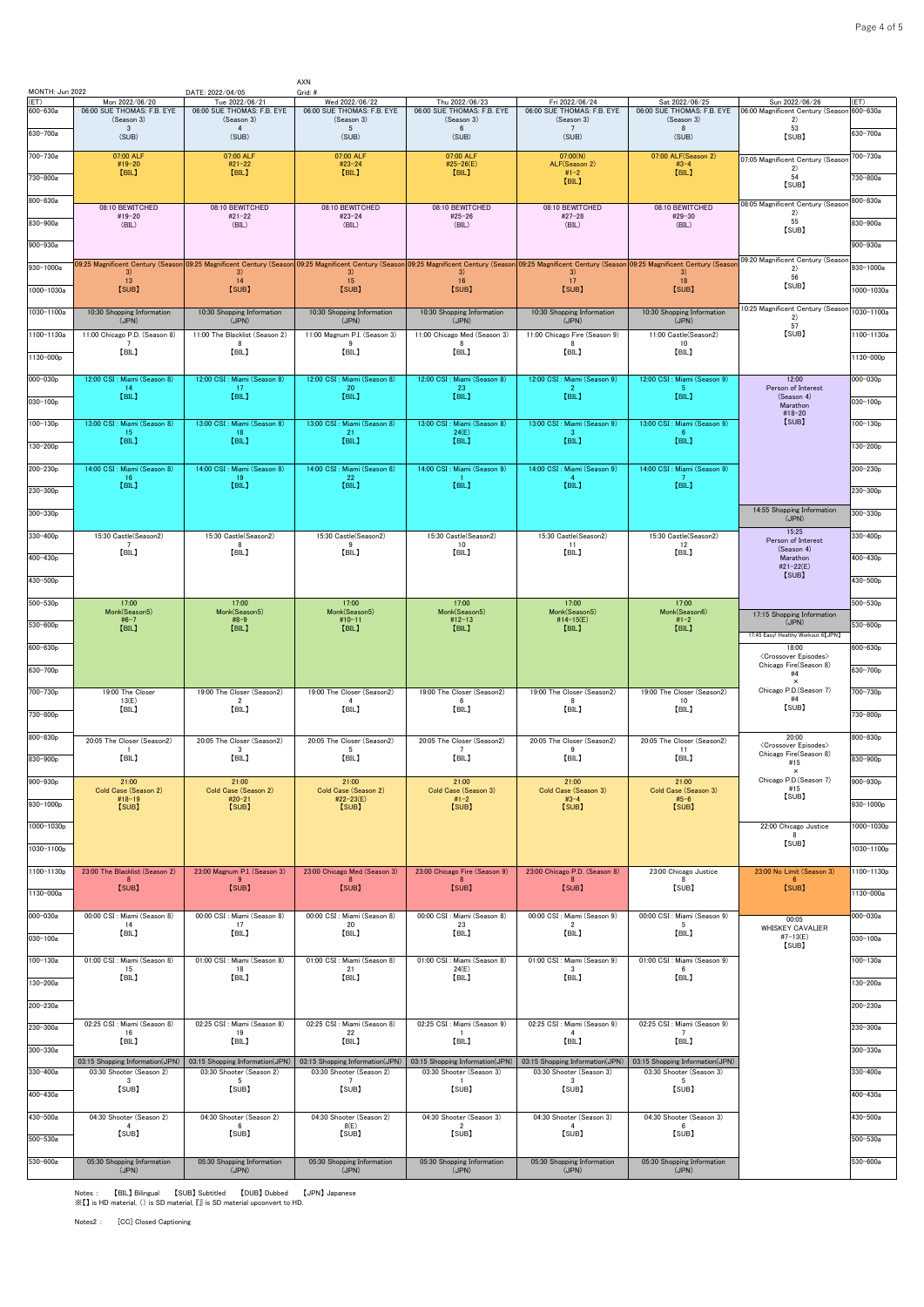MONTH: Jun 2022 | DATE: 2022/04/05 | AXN | Grid: #

| (ET) | Mon 2022/06/20 | Tue 2022/06/21 | Wed 2022/06/22 | Thu 2022/06/23 | Fri 2022/06/24 | Sat 2022/06/25 | Sun 2022/06/26 | (ET) |
|---|---|---|---|---|---|---|---|---|
| 600~630a | 06:00 SUE THOMAS: F.B. EYE (Season 3) 3 (SUB) | 06:00 SUE THOMAS: F.B. EYE (Season 3) 4 (SUB) | 06:00 SUE THOMAS: F.B. EYE (Season 3) 5 (SUB) | 06:00 SUE THOMAS: F.B. EYE (Season 3) 6 (SUB) | 06:00 SUE THOMAS: F.B. EYE (Season 3) 7 (SUB) | 06:00 SUE THOMAS: F.B. EYE (Season 3) 8 (SUB) | 06:00 Magnificent Century (Season 2) 53 【SUB】 | 600~630a |
| 630~700a | | | | | | | | 630~700a |
| 700~730a | 07:00 ALF #19-20 【BIL】 | 07:00 ALF #21-22 【BIL】 | 07:00 ALF #23-24 【BIL】 | 07:00 ALF #25-26(E) 【BIL】 | 07:00(N) ALF(Season 2) #1-2 【BIL】 | 07:00 ALF(Season 2) #3-4 【BIL】 | 07:05 Magnificent Century (Season 2) 54 【SUB】 | 700~730a |
| 730~800a | | | | | | | | 730~800a |
| 800~830a | 08:10 BEWITCHED #19-20 (BIL) | 08:10 BEWITCHED #21-22 (BIL) | 08:10 BEWITCHED #23-24 (BIL) | 08:10 BEWITCHED #25-26 (BIL) | 08:10 BEWITCHED #27-28 (BIL) | 08:10 BEWITCHED #29-30 (BIL) | 08:05 Magnificent Century (Season 2) 55 【SUB】 | 800~830a |
| 830~900a | | | | | | | | 830~900a |
| 900~930a | | | | | | | | 900~930a |
| 930~1000a | 09:25 Magnificent Century (Season 3) 13 【SUB】 | 09:25 Magnificent Century (Season 3) 14 【SUB】 | 09:25 Magnificent Century (Season 3) 15 【SUB】 | 09:25 Magnificent Century (Season 3) 16 【SUB】 | 09:25 Magnificent Century (Season 3) 17 【SUB】 | 09:25 Magnificent Century (Season 3) 18 【SUB】 | 09:20 Magnificent Century (Season 2) 56 【SUB】 | 930~1000a |
| 1000~1030a | | | | | | | | 1000~1030a |
| 1030~1100a | 10:30 Shopping Information (JPN) | 10:30 Shopping Information (JPN) | 10:30 Shopping Information (JPN) | 10:30 Shopping Information (JPN) | 10:30 Shopping Information (JPN) | 10:30 Shopping Information (JPN) | 10:25 Magnificent Century (Season 2) 57 【SUB】 | 1030~1100a |
| 1100~1130a | 11:00 Chicago P.D. (Season 8) 7 【BIL】 | 11:00 The Blacklist (Season 2) 8 【BIL】 | 11:00 Magnum P.I. (Season 3) 9 【BIL】 | 11:00 Chicago Med (Season 3) 8 【BIL】 | 11:00 Chicago Fire (Season 9) 8 【BIL】 | 11:00 Castle(Season2) 10 【BIL】 | | 1100~1130a |
| 1130~000p | | | | | | | | 1130~000p |
| 000~030p | 12:00 CSI : Miami (Season 8) 14 【BIL】 | 12:00 CSI : Miami (Season 8) 17 【BIL】 | 12:00 CSI : Miami (Season 8) 20 【BIL】 | 12:00 CSI : Miami (Season 8) 23 【BIL】 | 12:00 CSI : Miami (Season 9) 2 【BIL】 | 12:00 CSI : Miami (Season 9) 5 【BIL】 | 12:00 Person of Interest (Season 4) Marathon #18-20 【SUB】 | 000~030p |
| 030~100p | | | | | | | | 030~100p |
| 100~130p | 13:00 CSI : Miami (Season 8) 15 【BIL】 | 13:00 CSI : Miami (Season 8) 18 【BIL】 | 13:00 CSI : Miami (Season 8) 21 【BIL】 | 13:00 CSI : Miami (Season 8) 24(E) 【BIL】 | 13:00 CSI : Miami (Season 9) 3 【BIL】 | 13:00 CSI : Miami (Season 9) 6 【BIL】 | | 100~130p |
| 130~200p | | | | | | | | 130~200p |
| 200~230p | 14:00 CSI : Miami (Season 8) 16 【BIL】 | 14:00 CSI : Miami (Season 8) 19 【BIL】 | 14:00 CSI : Miami (Season 8) 22 【BIL】 | 14:00 CSI : Miami (Season 9) 1 【BIL】 | 14:00 CSI : Miami (Season 9) 4 【BIL】 | 14:00 CSI : Miami (Season 9) 7 【BIL】 | | 200~230p |
| 230~300p | | | | | | | | 230~300p |
| 300~330p | | | | | | | 14:55 Shopping Information (JPN) | 300~330p |
| 330~400p | 15:30 Castle(Season2) 7 【BIL】 | 15:30 Castle(Season2) 8 【BIL】 | 15:30 Castle(Season2) 9 【BIL】 | 15:30 Castle(Season2) 10 【BIL】 | 15:30 Castle(Season2) 11 【BIL】 | 15:30 Castle(Season2) 12 【BIL】 | 15:25 Person of Interest (Season 4) Marathon #21-22(E) 【SUB】 | 330~400p |
| 400~430p | | | | | | | | 400~430p |
| 430~500p | | | | | | | | 430~500p |
| 500~530p | 17:00 Monk(Season5) #6-7 【BIL】 | 17:00 Monk(Season5) #8-9 【BIL】 | 17:00 Monk(Season5) #10-11 【BIL】 | 17:00 Monk(Season5) #12-13 【BIL】 | 17:00 Monk(Season5) #14-15(E) 【BIL】 | 17:00 Monk(Season6) #1-2 【BIL】 | | 500~530p |
| 530~600p | | | | | | | 17:15 Shopping Information (JPN) / 17:45 Easy! Healthy Workout 6【JPN】 | 530~600p |
| 600~630p | | | | | | | 18:00 <Crossover Episodes> Chicago Fire(Season 8) #4 × Chicago P.D.(Season 7) #4 【SUB】 | 600~630p |
| 630~700p | | | | | | | | 630~700p |
| 700~730p | 19:00 The Closer 13(E) 【BIL】 | 19:00 The Closer (Season2) 2 【BIL】 | 19:00 The Closer (Season2) 4 【BIL】 | 19:00 The Closer (Season2) 6 【BIL】 | 19:00 The Closer (Season2) 8 【BIL】 | 19:00 The Closer (Season2) 10 【BIL】 | | 700~730p |
| 730~800p | | | | | | | | 730~800p |
| 800~830p | 20:05 The Closer (Season2) 1 【BIL】 | 20:05 The Closer (Season2) 3 【BIL】 | 20:05 The Closer (Season2) 5 【BIL】 | 20:05 The Closer (Season2) 7 【BIL】 | 20:05 The Closer (Season2) 9 【BIL】 | 20:05 The Closer (Season2) 11 【BIL】 | 20:00 <Crossover Episodes> Chicago Fire(Season 8) #15 × Chicago P.D.(Season 7) #15 【SUB】 | 800~830p |
| 830~900p | | | | | | | | 830~900p |
| 900~930p | 21:00 Cold Case (Season 2) #18-19 【SUB】 | 21:00 Cold Case (Season 2) #20-21 【SUB】 | 21:00 Cold Case (Season 2) #22-23(E) 【SUB】 | 21:00 Cold Case (Season 3) #1-2 【SUB】 | 21:00 Cold Case (Season 3) #3-4 【SUB】 | 21:00 Cold Case (Season 3) #5-6 【SUB】 | | 900~930p |
| 930~1000p | | | | | | | | 930~1000p |
| 1000~1030p | | | | | | | 22:00 Chicago Justice 8 【SUB】 | 1000~1030p |
| 1030~1100p | | | | | | | | 1030~1100p |
| 1100~1130p | 23:00 The Blacklist (Season 2) 8 【SUB】 | 23:00 Magnum P.I. (Season 3) 9 【SUB】 | 23:00 Chicago Med (Season 3) 8 【SUB】 | 23:00 Chicago Fire (Season 9) 8 【SUB】 | 23:00 Chicago P.D. (Season 8) 8 【SUB】 | 23:00 Chicago Justice 8 【SUB】 | 23:00 No Limit (Season 3) 6 【SUB】 | 1100~1130p |
| 1130~000a | | | | | | | | 1130~000a |
| 000~030a | 00:00 CSI : Miami (Season 8) 14 【BIL】 | 00:00 CSI : Miami (Season 8) 17 【BIL】 | 00:00 CSI : Miami (Season 8) 20 【BIL】 | 00:00 CSI : Miami (Season 8) 23 【BIL】 | 00:00 CSI : Miami (Season 9) 2 【BIL】 | 00:00 CSI : Miami (Season 9) 5 【BIL】 | 00:05 WHISKEY CAVALIER #7-13(E) 【SUB】 | 000~030a |
| 030~100a | | | | | | | | 030~100a |
| 100~130a | 01:00 CSI : Miami (Season 8) 15 【BIL】 | 01:00 CSI : Miami (Season 8) 18 【BIL】 | 01:00 CSI : Miami (Season 8) 21 【BIL】 | 01:00 CSI : Miami (Season 8) 24(E) 【BIL】 | 01:00 CSI : Miami (Season 9) 3 【BIL】 | 01:00 CSI : Miami (Season 9) 6 【BIL】 | | 100~130a |
| 130~200a | | | | | | | | 130~200a |
| 200~230a | | | | | | | | 200~230a |
| 230~300a | 02:25 CSI : Miami (Season 8) 16 【BIL】 | 02:25 CSI : Miami (Season 8) 19 【BIL】 | 02:25 CSI : Miami (Season 8) 22 【BIL】 | 02:25 CSI : Miami (Season 9) 1 【BIL】 | 02:25 CSI : Miami (Season 9) 4 【BIL】 | 02:25 CSI : Miami (Season 9) 7 【BIL】 | | 230~300a |
| 300~330a | 03:15 Shopping Information(JPN) | 03:15 Shopping Information(JPN) | 03:15 Shopping Information(JPN) | 03:15 Shopping Information(JPN) | 03:15 Shopping Information(JPN) | 03:15 Shopping Information(JPN) | | 300~330a |
| 330~400a | 03:30 Shooter (Season 2) 3 【SUB】 | 03:30 Shooter (Season 2) 5 【SUB】 | 03:30 Shooter (Season 2) 7 【SUB】 | 03:30 Shooter (Season 3) 1 【SUB】 | 03:30 Shooter (Season 3) 3 【SUB】 | 03:30 Shooter (Season 3) 5 【SUB】 | | 330~400a |
| 400~430a | | | | | | | | 400~430a |
| 430~500a | 04:30 Shooter (Season 2) 4 【SUB】 | 04:30 Shooter (Season 2) 6 【SUB】 | 04:30 Shooter (Season 2) 8(E) 【SUB】 | 04:30 Shooter (Season 3) 2 【SUB】 | 04:30 Shooter (Season 3) 4 【SUB】 | 04:30 Shooter (Season 3) 6 【SUB】 | | 430~500a |
| 500~530a | | | | | | | | 500~530a |
| 530~600a | 05:30 Shopping Information (JPN) | 05:30 Shopping Information (JPN) | 05:30 Shopping Information (JPN) | 05:30 Shopping Information (JPN) | 05:30 Shopping Information (JPN) | 05:30 Shopping Information (JPN) | | 530~600a |

Notes : 【BIL】Bilingual 【SUB】Subtitled 【DUB】Dubbed 【JPN】Japanese
※【】is HD material, () is SD material, 『』 is SD material upconvert to HD.

Notes2 : [CC] Closed Captioning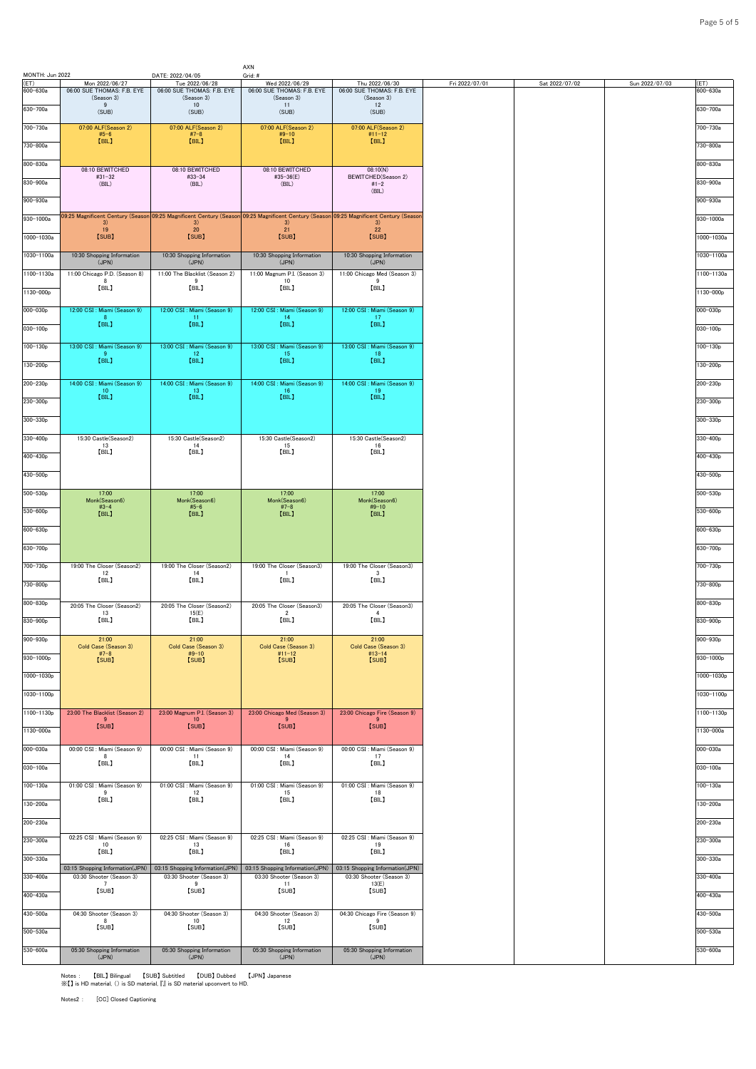AXN

MONTH: Jun 2022 | DATE: 2022/04/05 | Grid: #

| (ET) | Mon 2022/06/27 | Tue 2022/06/28 | Wed 2022/06/29 | Thu 2022/06/30 | Fri 2022/07/01 | Sat 2022/07/02 | Sun 2022/07/03 | (ET) |
|---|---|---|---|---|---|---|---|---|
| 600~630a | 06:00 SUE THOMAS: F.B. EYE (Season 3) 9 (SUB) | 06:00 SUE THOMAS: F.B. EYE (Season 3) 10 (SUB) | 06:00 SUE THOMAS: F.B. EYE (Season 3) 11 (SUB) | 06:00 SUE THOMAS: F.B. EYE (Season 3) 12 (SUB) | | | | 600~630a |
| 630~700a | | | | | | | | 630~700a |
| 700~730a | 07:00 ALF(Season 2) #5-6 【BIL】 | 07:00 ALF(Season 2) #7-8 【BIL】 | 07:00 ALF(Season 2) #9-10 【BIL】 | 07:00 ALF(Season 2) #11-12 【BIL】 | | | | 700~730a |
| 730~800a | | | | | | | | 730~800a |
| 800~830a | 08:10 BEWITCHED #31-32 (BIL) | 08:10 BEWITCHED #33-34 (BIL) | 08:10 BEWITCHED #35-36(E) (BIL) | 08:10(N) BEWITCHED(Season 2) #1-2 (BIL) | | | | 800~830a |
| 830~900a | | | | | | | | 830~900a |
| 900~930a | | | | | | | | 900~930a |
| 930~1000a | 09:25 Magnificent Century (Season 3) 19 【SUB】 | 09:25 Magnificent Century (Season 3) 20 【SUB】 | 09:25 Magnificent Century (Season 3) 21 【SUB】 | 09:25 Magnificent Century (Season 3) 22 【SUB】 | | | | 930~1000a |
| 1000~1030a | | | | | | | | 1000~1030a |
| 1030~1100a | 10:30 Shopping Information (JPN) | 10:30 Shopping Information (JPN) | 10:30 Shopping Information (JPN) | 10:30 Shopping Information (JPN) | | | | 1030~1100a |
| 1100~1130a | 11:00 Chicago P.D. (Season 8) 8 【BIL】 | 11:00 The Blacklist (Season 2) 9 【BIL】 | 11:00 Magnum P.I. (Season 3) 10 【BIL】 | 11:00 Chicago Med (Season 3) 9 【BIL】 | | | | 1100~1130a |
| 1130~000p | | | | | | | | 1130~000p |
| 000~030p | 12:00 CSI : Miami (Season 9) 8 【BIL】 | 12:00 CSI : Miami (Season 9) 11 【BIL】 | 12:00 CSI : Miami (Season 9) 14 【BIL】 | 12:00 CSI : Miami (Season 9) 17 【BIL】 | | | | 000~030p |
| 030~100p | | | | | | | | 030~100p |
| 100~130p | 13:00 CSI : Miami (Season 9) 9 【BIL】 | 13:00 CSI : Miami (Season 9) 12 【BIL】 | 13:00 CSI : Miami (Season 9) 15 【BIL】 | 13:00 CSI : Miami (Season 9) 18 【BIL】 | | | | 100~130p |
| 130~200p | | | | | | | | 130~200p |
| 200~230p | 14:00 CSI : Miami (Season 9) 10 【BIL】 | 14:00 CSI : Miami (Season 9) 13 【BIL】 | 14:00 CSI : Miami (Season 9) 16 【BIL】 | 14:00 CSI : Miami (Season 9) 19 【BIL】 | | | | 200~230p |
| 230~300p | | | | | | | | 230~300p |
| 300~330p | | | | | | | | 300~330p |
| 330~400p | 15:30 Castle(Season2) 13 【BIL】 | 15:30 Castle(Season2) 14 【BIL】 | 15:30 Castle(Season2) 15 【BIL】 | 15:30 Castle(Season2) 16 【BIL】 | | | | 330~400p |
| 400~430p | | | | | | | | 400~430p |
| 430~500p | | | | | | | | 430~500p |
| 500~530p | 17:00 Monk(Season6) #3-4 【BIL】 | 17:00 Monk(Season6) #5-6 【BIL】 | 17:00 Monk(Season6) #7-8 【BIL】 | 17:00 Monk(Season6) #9-10 【BIL】 | | | | 500~530p |
| 530~600p | | | | | | | | 530~600p |
| 600~630p | | | | | | | | 600~630p |
| 630~700p | | | | | | | | 630~700p |
| 700~730p | 19:00 The Closer (Season2) 12 【BIL】 | 19:00 The Closer (Season2) 14 【BIL】 | 19:00 The Closer (Season3) 1 【BIL】 | 19:00 The Closer (Season3) 3 【BIL】 | | | | 700~730p |
| 730~800p | | | | | | | | 730~800p |
| 800~830p | 20:05 The Closer (Season2) 13 【BIL】 | 20:05 The Closer (Season2) 15(E) 【BIL】 | 20:05 The Closer (Season3) 2 【BIL】 | 20:05 The Closer (Season3) 4 【BIL】 | | | | 800~830p |
| 830~900p | | | | | | | | 830~900p |
| 900~930p | 21:00 Cold Case (Season 3) #7-8 【SUB】 | 21:00 Cold Case (Season 3) #9-10 【SUB】 | 21:00 Cold Case (Season 3) #11-12 【SUB】 | 21:00 Cold Case (Season 3) #13-14 【SUB】 | | | | 900~930p |
| 930~1000p | | | | | | | | 930~1000p |
| 1000~1030p | | | | | | | | 1000~1030p |
| 1030~1100p | | | | | | | | 1030~1100p |
| 1100~1130p | 23:00 The Blacklist (Season 2) 9 【SUB】 | 23:00 Magnum P.I. (Season 3) 10 【SUB】 | 23:00 Chicago Med (Season 3) 9 【SUB】 | 23:00 Chicago Fire (Season 9) 9 【SUB】 | | | | 1100~1130p |
| 1130~000a | | | | | | | | 1130~000a |
| 000~030a | 00:00 CSI : Miami (Season 9) 8 【BIL】 | 00:00 CSI : Miami (Season 9) 11 【BIL】 | 00:00 CSI : Miami (Season 9) 14 【BIL】 | 00:00 CSI : Miami (Season 9) 17 【BIL】 | | | | 000~030a |
| 030~100a | | | | | | | | 030~100a |
| 100~130a | 01:00 CSI : Miami (Season 9) 9 【BIL】 | 01:00 CSI : Miami (Season 9) 12 【BIL】 | 01:00 CSI : Miami (Season 9) 15 【BIL】 | 01:00 CSI : Miami (Season 9) 18 【BIL】 | | | | 100~130a |
| 130~200a | | | | | | | | 130~200a |
| 200~230a | | | | | | | | 200~230a |
| 230~300a | 02:25 CSI : Miami (Season 9) 10 【BIL】 | 02:25 CSI : Miami (Season 9) 13 【BIL】 | 02:25 CSI : Miami (Season 9) 16 【BIL】 | 02:25 CSI : Miami (Season 9) 19 【BIL】 | | | | 230~300a |
| 300~330a | 03:15 Shopping Information(JPN) | 03:15 Shopping Information(JPN) | 03:15 Shopping Information(JPN) | 03:15 Shopping Information(JPN) | | | | 300~330a |
| 330~400a | 03:30 Shooter (Season 3) 7 【SUB】 | 03:30 Shooter (Season 3) 9 【SUB】 | 03:30 Shooter (Season 3) 11 【SUB】 | 03:30 Shooter (Season 3) 13(E) 【SUB】 | | | | 330~400a |
| 400~430a | | | | | | | | 400~430a |
| 430~500a | 04:30 Shooter (Season 3) 8 【SUB】 | 04:30 Shooter (Season 3) 10 【SUB】 | 04:30 Shooter (Season 3) 12 【SUB】 | 04:30 Chicago Fire (Season 9) 9 【SUB】 | | | | 430~500a |
| 500~530a | | | | | | | | 500~530a |
| 530~600a | 05:30 Shopping Information (JPN) | 05:30 Shopping Information (JPN) | 05:30 Shopping Information (JPN) | 05:30 Shopping Information (JPN) | | | | 530~600a |

Notes : 【BIL】Bilingual 【SUB】Subtitled 【DUB】Dubbed 【JPN】Japanese
※【】 is HD material, () is SD material, 『』 is SD material upconvert to HD.

Notes2 : [CC] Closed Captioning